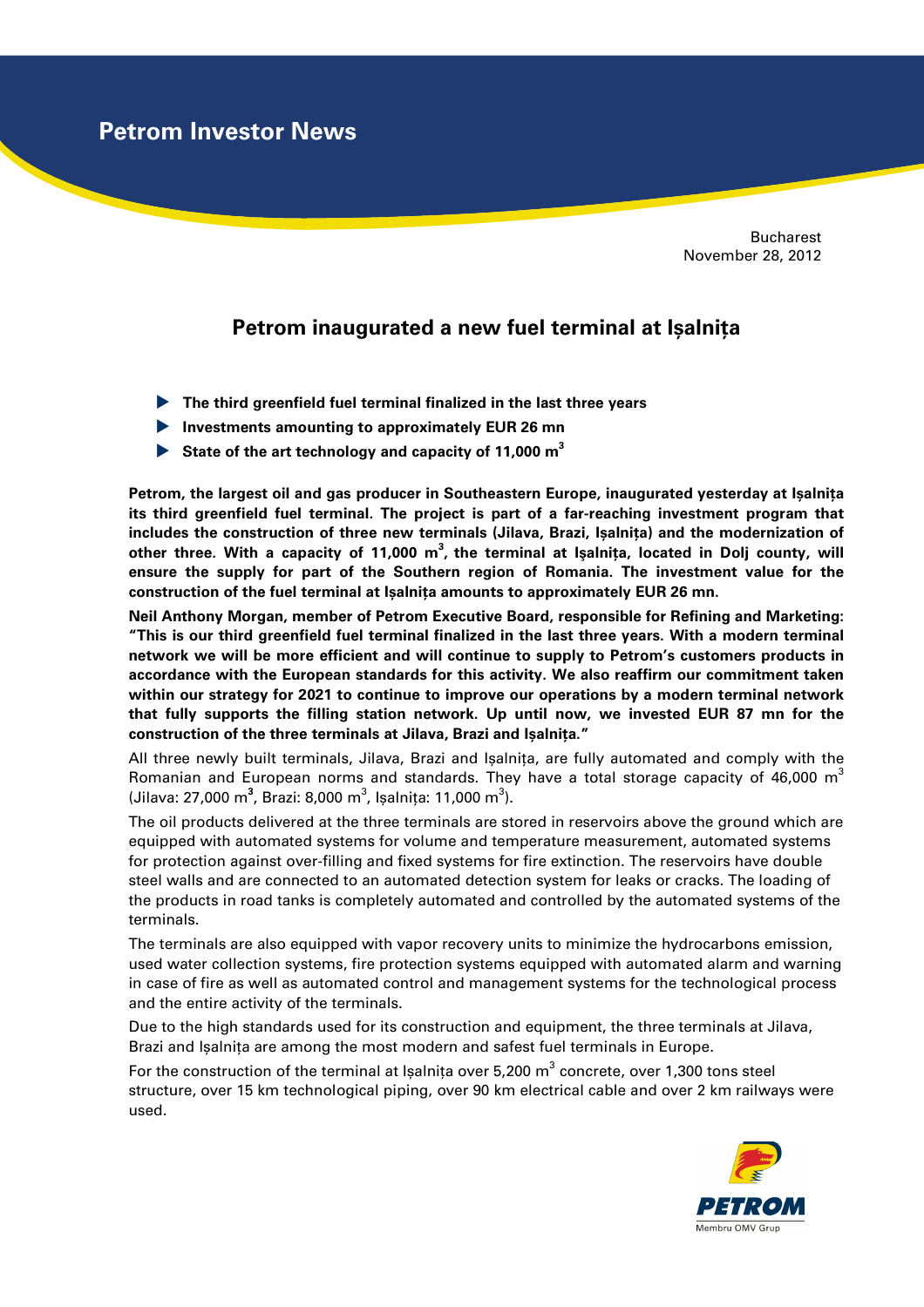Petrom Investor News

Bucharest
November 28, 2012

# Petrom inaugurated a new fuel terminal at Ișalnița

- **The third greenfield fuel terminal finalized in the last three years**
- **Investments amounting to approximately EUR 26 mn**
- **State of the art technology and capacity of 11,000 m$^3$**

**Petrom, the largest oil and gas producer in Southeastern Europe, inaugurated yesterday at Ișalnița its third greenfield fuel terminal. The project is part of a far-reaching investment program that includes the construction of three new terminals (Jilava, Brazi, Ișalnița) and the modernization of other three. With a capacity of 11,000 m$^3$, the terminal at Ișalnița, located in Dolj county, will ensure the supply for part of the Southern region of Romania. The investment value for the construction of the fuel terminal at Ișalnița amounts to approximately EUR 26 mn.**

**Neil Anthony Morgan, member of Petrom Executive Board, responsible for Refining and Marketing: "This is our third greenfield fuel terminal finalized in the last three years. With a modern terminal network we will be more efficient and will continue to supply to Petrom's customers products in accordance with the European standards for this activity. We also reaffirm our commitment taken within our strategy for 2021 to continue to improve our operations by a modern terminal network that fully supports the filling station network. Up until now, we invested EUR 87 mn for the construction of the three terminals at Jilava, Brazi and Ișalnița."**

All three newly built terminals, Jilava, Brazi and Ișalnița, are fully automated and comply with the Romanian and European norms and standards. They have a total storage capacity of 46,000 m$^3$ (Jilava: 27,000 m$^3$, Brazi: 8,000 m$^3$, Ișalnița: 11,000 m$^3$).

The oil products delivered at the three terminals are stored in reservoirs above the ground which are equipped with automated systems for volume and temperature measurement, automated systems for protection against over-filling and fixed systems for fire extinction. The reservoirs have double steel walls and are connected to an automated detection system for leaks or cracks. The loading of the products in road tanks is completely automated and controlled by the automated systems of the terminals.

The terminals are also equipped with vapor recovery units to minimize the hydrocarbons emission, used water collection systems, fire protection systems equipped with automated alarm and warning in case of fire as well as automated control and management systems for the technological process and the entire activity of the terminals.

Due to the high standards used for its construction and equipment, the three terminals at Jilava, Brazi and Ișalnița are among the most modern and safest fuel terminals in Europe.

For the construction of the terminal at Ișalnița over 5,200 m$^3$ concrete, over 1,300 tons steel structure, over 15 km technological piping, over 90 km electrical cable and over 2 km railways were used.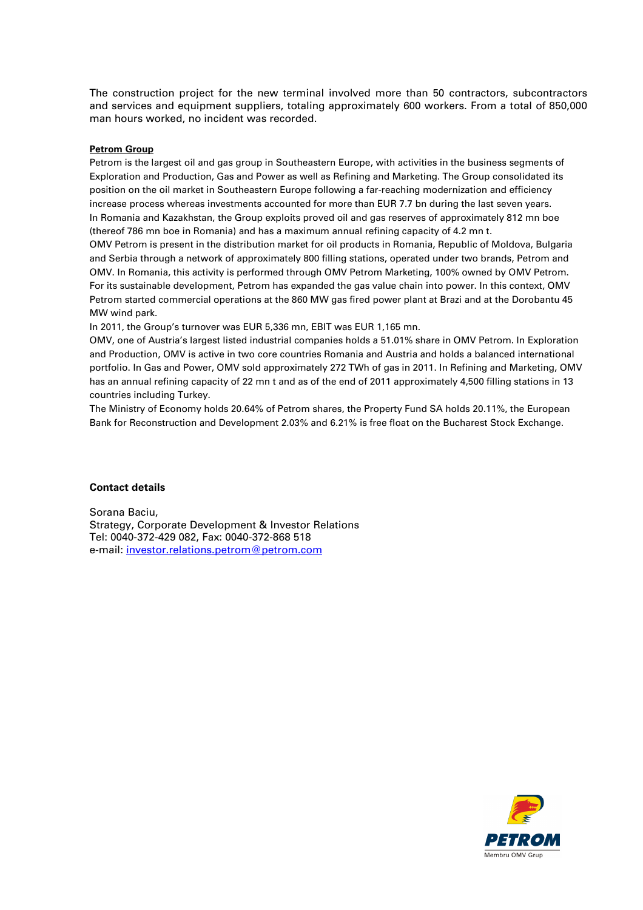The construction project for the new terminal involved more than 50 contractors, subcontractors and services and equipment suppliers, totaling approximately 600 workers. From a total of 850,000 man hours worked, no incident was recorded.

**Petrom Group**

Petrom is the largest oil and gas group in Southeastern Europe, with activities in the business segments of Exploration and Production, Gas and Power as well as Refining and Marketing. The Group consolidated its position on the oil market in Southeastern Europe following a far-reaching modernization and efficiency increase process whereas investments accounted for more than EUR 7.7 bn during the last seven years.

In Romania and Kazakhstan, the Group exploits proved oil and gas reserves of approximately 812 mn boe (thereof 786 mn boe in Romania) and has a maximum annual refining capacity of 4.2 mn t.

OMV Petrom is present in the distribution market for oil products in Romania, Republic of Moldova, Bulgaria and Serbia through a network of approximately 800 filling stations, operated under two brands, Petrom and OMV. In Romania, this activity is performed through OMV Petrom Marketing, 100% owned by OMV Petrom.

For its sustainable development, Petrom has expanded the gas value chain into power. In this context, OMV Petrom started commercial operations at the 860 MW gas fired power plant at Brazi and at the Dorobantu 45 MW wind park.

In 2011, the Group's turnover was EUR 5,336 mn, EBIT was EUR 1,165 mn.

OMV, one of Austria's largest listed industrial companies holds a 51.01% share in OMV Petrom. In Exploration and Production, OMV is active in two core countries Romania and Austria and holds a balanced international portfolio. In Gas and Power, OMV sold approximately 272 TWh of gas in 2011. In Refining and Marketing, OMV has an annual refining capacity of 22 mn t and as of the end of 2011 approximately 4,500 filling stations in 13 countries including Turkey.

The Ministry of Economy holds 20.64% of Petrom shares, the Property Fund SA holds 20.11%, the European Bank for Reconstruction and Development 2.03% and 6.21% is free float on the Bucharest Stock Exchange.

**Contact details**

Sorana Baciu,
Strategy, Corporate Development & Investor Relations
Tel: 0040-372-429 082, Fax: 0040-372-868 518
e-mail: investor.relations.petrom@petrom.com

PETROM
Membru OMV Grup